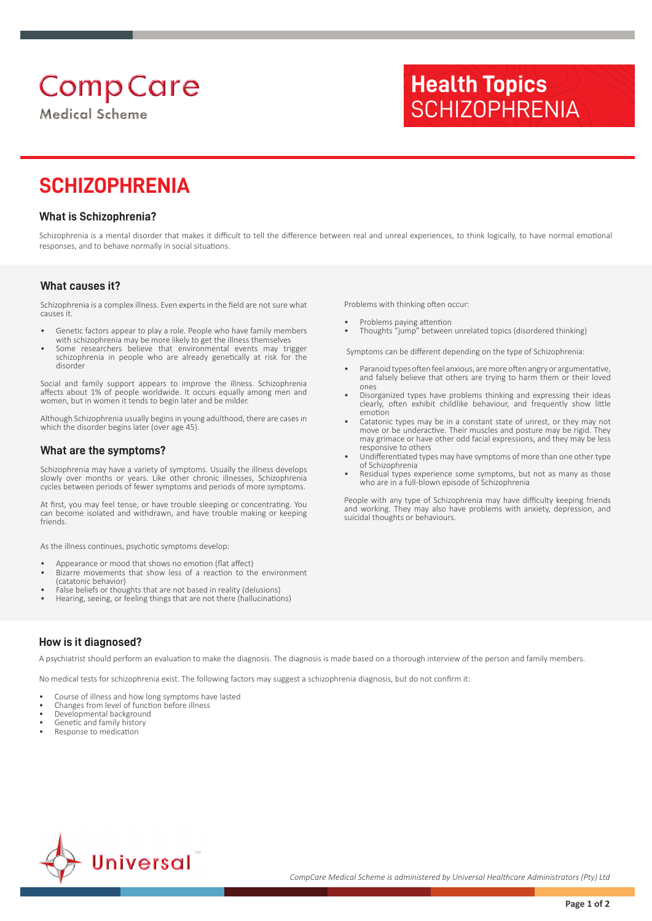# SCHIZOPHRENIA

## What is Schizophrenia?

Schizophrenia is a mental disorder that makes it difficult to tell the difference between real and unreal experiences, to think logically, to have normal emotional responses, and to behave normally in social situations.

## What causes it?

Schizophrenia is a complex illness. Even experts in the field are not sure what causes it.

- Genetic factors appear to play a role. People who have family members with schizophrenia may be more likely to get the illness themselves
- Some researchers believe that environmental events may trigger schizophrenia in people who are already genetically at risk for the disorder

Social and family support appears to improve the illness. Schizophrenia affects about 1% of people worldwide. It occurs equally among men and women, but in women it tends to begin later and be milder.

Although Schizophrenia usually begins in young adulthood, there are cases in which the disorder begins later (over age 45).

## What are the symptoms?

Schizophrenia may have a variety of symptoms. Usually the illness develops slowly over months or years. Like other chronic illnesses, Schizophrenia cycles between periods of fewer symptoms and periods of more symptoms.

At first, you may feel tense, or have trouble sleeping or concentrating. You can become isolated and withdrawn, and have trouble making or keeping friends.

As the illness continues, psychotic symptoms develop:

- Appearance or mood that shows no emotion (flat affect)
- Bizarre movements that show less of a reaction to the environment (catatonic behavior)
- False beliefs or thoughts that are not based in reality (delusions)
- Hearing, seeing, or feeling things that are not there (hallucinations)

Problems with thinking often occur:

- Problems paying attention
- Thoughts "jump" between unrelated topics (disordered thinking)

Symptoms can be different depending on the type of Schizophrenia:

- Paranoid types often feel anxious, are more often angry or argumentative, and falsely believe that others are trying to harm them or their loved ones
- Disorganized types have problems thinking and expressing their ideas clearly, often exhibit childlike behaviour, and frequently show little emotion
- Catatonic types may be in a constant state of unrest, or they may not move or be underactive. Their muscles and posture may be rigid. They may grimace or have other odd facial expressions, and they may be less responsive to others
- Undifferentiated types may have symptoms of more than one other type of Schizophrenia
- Residual types experience some symptoms, but not as many as those who are in a full-blown episode of Schizophrenia

People with any type of Schizophrenia may have difficulty keeping friends and working. They may also have problems with anxiety, depression, and suicidal thoughts or behaviours.

## How is it diagnosed?

A psychiatrist should perform an evaluation to make the diagnosis. The diagnosis is made based on a thorough interview of the person and family members.

No medical tests for schizophrenia exist. The following factors may suggest a schizophrenia diagnosis, but do not confirm it:

- Course of illness and how long symptoms have lasted
- Changes from level of function before illness
- Developmental background
- Genetic and family history
- Response to medication

*CompCare Medical Scheme is administered by Universal Healthcare Administrators (Pty) Ltd*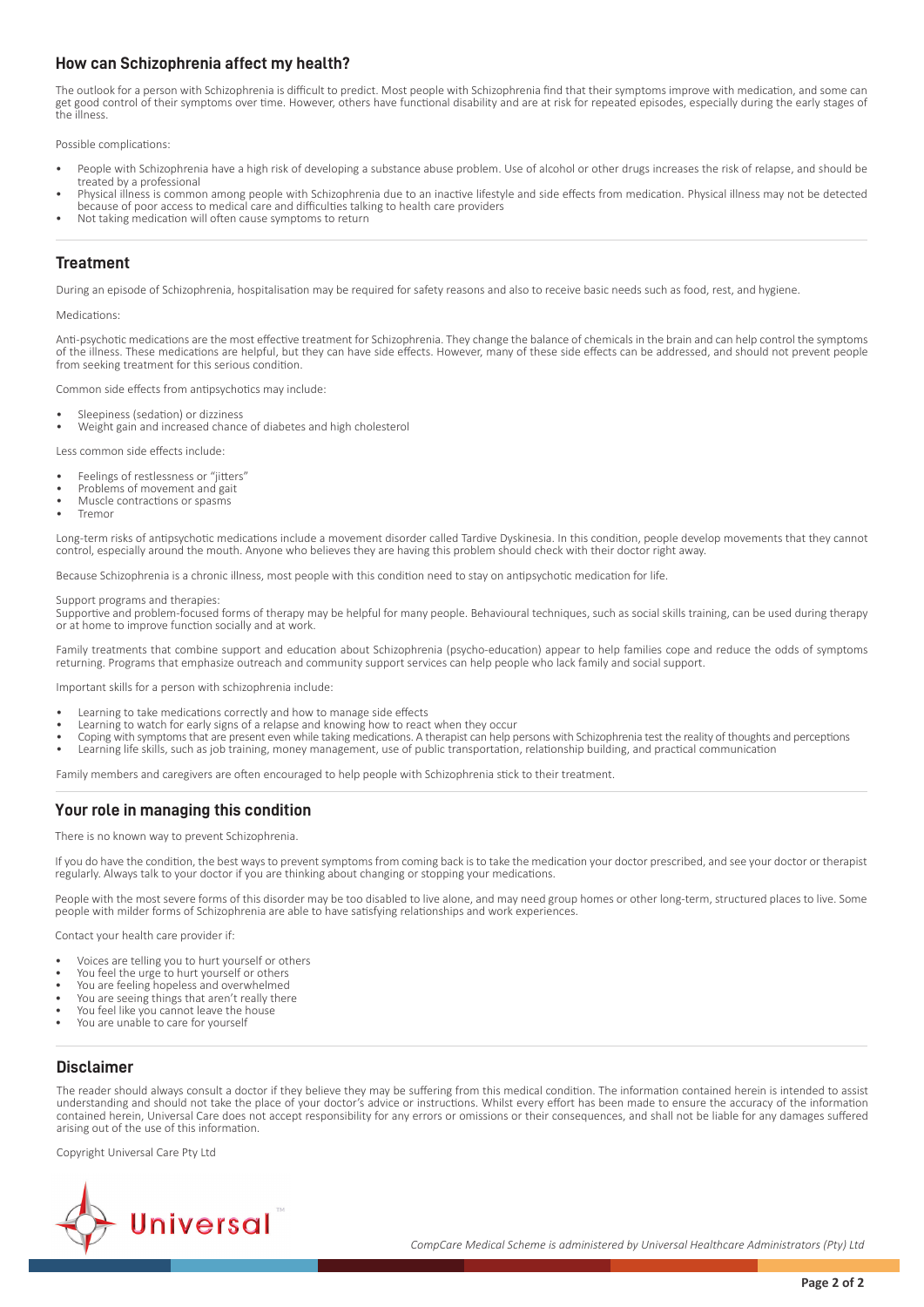## How can Schizophrenia affect my health?

The outlook for a person with Schizophrenia is difficult to predict. Most people with Schizophrenia find that their symptoms improve with medication, and some can get good control of their symptoms over time. However, others have functional disability and are at risk for repeated episodes, especially during the early stages of the illness.

Possible complications:

- People with Schizophrenia have a high risk of developing a substance abuse problem. Use of alcohol or other drugs increases the risk of relapse, and should be treated by a professional
- Physical illness is common among people with Schizophrenia due to an inactive lifestyle and side effects from medication. Physical illness may not be detected because of poor access to medical care and difficulties talking to health care providers
- Not taking medication will often cause symptoms to return

## Treatment

During an episode of Schizophrenia, hospitalisation may be required for safety reasons and also to receive basic needs such as food, rest, and hygiene.

Medications:

Anti-psychotic medications are the most effective treatment for Schizophrenia. They change the balance of chemicals in the brain and can help control the symptoms of the illness. These medications are helpful, but they can have side effects. However, many of these side effects can be addressed, and should not prevent people from seeking treatment for this serious condition.

Common side effects from antipsychotics may include:

- Sleepiness (sedation) or dizziness
- Weight gain and increased chance of diabetes and high cholesterol

Less common side effects include:

- Feelings of restlessness or "jitters"
- Problems of movement and gait
- Muscle contractions or spasms
- Tremor

Long-term risks of antipsychotic medications include a movement disorder called Tardive Dyskinesia. In this condition, people develop movements that they cannot control, especially around the mouth. Anyone who believes they are having this problem should check with their doctor right away.

Because Schizophrenia is a chronic illness, most people with this condition need to stay on antipsychotic medication for life.

Support programs and therapies:
Supportive and problem-focused forms of therapy may be helpful for many people. Behavioural techniques, such as social skills training, can be used during therapy or at home to improve function socially and at work.

Family treatments that combine support and education about Schizophrenia (psycho-education) appear to help families cope and reduce the odds of symptoms returning. Programs that emphasize outreach and community support services can help people who lack family and social support.

Important skills for a person with schizophrenia include:

- Learning to take medications correctly and how to manage side effects
- Learning to watch for early signs of a relapse and knowing how to react when they occur
- Coping with symptoms that are present even while taking medications. A therapist can help persons with Schizophrenia test the reality of thoughts and perceptions
- Learning life skills, such as job training, money management, use of public transportation, relationship building, and practical communication

Family members and caregivers are often encouraged to help people with Schizophrenia stick to their treatment.

## Your role in managing this condition

There is no known way to prevent Schizophrenia.

If you do have the condition, the best ways to prevent symptoms from coming back is to take the medication your doctor prescribed, and see your doctor or therapist regularly. Always talk to your doctor if you are thinking about changing or stopping your medications.

People with the most severe forms of this disorder may be too disabled to live alone, and may need group homes or other long-term, structured places to live. Some people with milder forms of Schizophrenia are able to have satisfying relationships and work experiences.

Contact your health care provider if:

- Voices are telling you to hurt yourself or others
- You feel the urge to hurt yourself or others
- You are feeling hopeless and overwhelmed
- You are seeing things that aren't really there
- You feel like you cannot leave the house
- You are unable to care for yourself

## Disclaimer

The reader should always consult a doctor if they believe they may be suffering from this medical condition. The information contained herein is intended to assist understanding and should not take the place of your doctor's advice or instructions. Whilst every effort has been made to ensure the accuracy of the information contained herein, Universal Care does not accept responsibility for any errors or omissions or their consequences, and shall not be liable for any damages suffered arising out of the use of this information.

Copyright Universal Care Pty Ltd

Universal™

*CompCare Medical Scheme is administered by Universal Healthcare Administrators (Pty) Ltd*